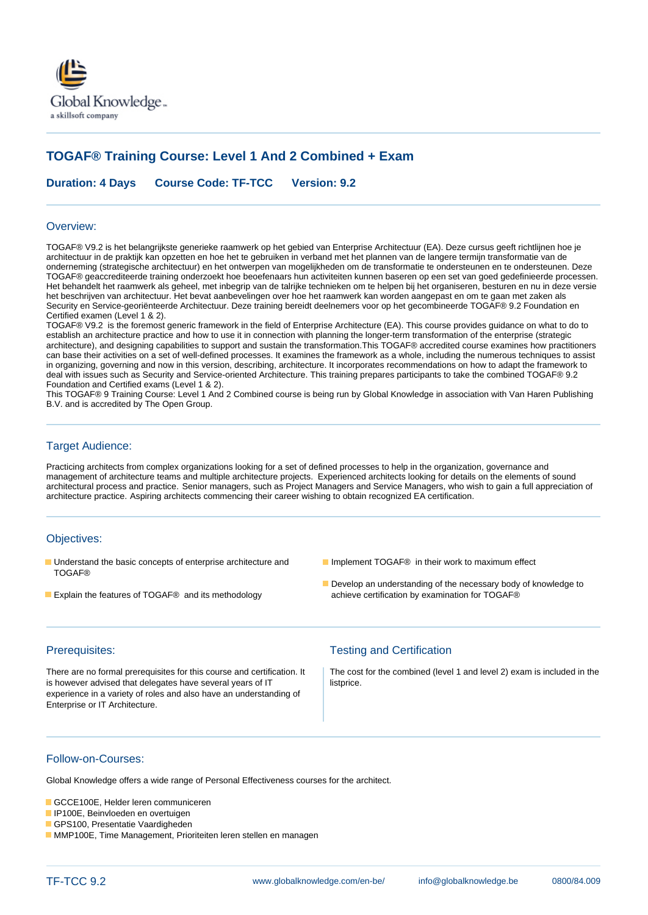Global Knowledge
a skillsoft company

# TOGAF® Training Course: Level 1 And 2 Combined + Exam

**Duration: 4 Days** **Course Code: TF-TCC** **Version: 9.2**

## Overview:

TOGAF® V9.2 is het belangrijkste generieke raamwerk op het gebied van Enterprise Architectuur (EA). Deze cursus geeft richtlijnen hoe je architectuur in de praktijk kan opzetten en hoe het te gebruiken in verband met het plannen van de langere termijn transformatie van de onderneming (strategische architectuur) en het ontwerpen van mogelijkheden om de transformatie te ondersteunen en te ondersteunen. Deze TOGAF® geaccrediteerde training onderzoekt hoe beoefenaars hun activiteiten kunnen baseren op een set van goed gedefinieerde processen. Het behandelt het raamwerk als geheel, met inbegrip van de talrijke technieken om te helpen bij het organiseren, besturen en nu in deze versie het beschrijven van architectuur. Het bevat aanbevelingen over hoe het raamwerk kan worden aangepast en om te gaan met zaken als Security en Service-georiënteerde Architectuur. Deze training bereidt deelnemers voor op het gecombineerde TOGAF® 9.2 Foundation en Certified examen (Level 1 & 2).
TOGAF® V9.2 is the foremost generic framework in the field of Enterprise Architecture (EA). This course provides guidance on what to do to establish an architecture practice and how to use it in connection with planning the longer-term transformation of the enterprise (strategic architecture), and designing capabilities to support and sustain the transformation.This TOGAF® accredited course examines how practitioners can base their activities on a set of well-defined processes. It examines the framework as a whole, including the numerous techniques to assist in organizing, governing and now in this version, describing, architecture. It incorporates recommendations on how to adapt the framework to deal with issues such as Security and Service-oriented Architecture. This training prepares participants to take the combined TOGAF® 9.2 Foundation and Certified exams (Level 1 & 2).
This TOGAF® 9 Training Course: Level 1 And 2 Combined course is being run by Global Knowledge in association with Van Haren Publishing B.V. and is accredited by The Open Group.

## Target Audience:

Practicing architects from complex organizations looking for a set of defined processes to help in the organization, governance and management of architecture teams and multiple architecture projects. Experienced architects looking for details on the elements of sound architectural process and practice. Senior managers, such as Project Managers and Service Managers, who wish to gain a full appreciation of architecture practice. Aspiring architects commencing their career wishing to obtain recognized EA certification.

## Objectives:

- Understand the basic concepts of enterprise architecture and TOGAF®
- Explain the features of TOGAF® and its methodology
- Implement TOGAF® in their work to maximum effect
- Develop an understanding of the necessary body of knowledge to achieve certification by examination for TOGAF®

## Prerequisites:

There are no formal prerequisites for this course and certification. It is however advised that delegates have several years of IT experience in a variety of roles and also have an understanding of Enterprise or IT Architecture.

## Testing and Certification

The cost for the combined (level 1 and level 2) exam is included in the listprice.

## Follow-on-Courses:

Global Knowledge offers a wide range of Personal Effectiveness courses for the architect.

- GCCE100E, Helder leren communiceren
- IP100E, Beinvloeden en overtuigen
- GPS100, Presentatie Vaardigheden
- MMP100E, Time Management, Prioriteiten leren stellen en managen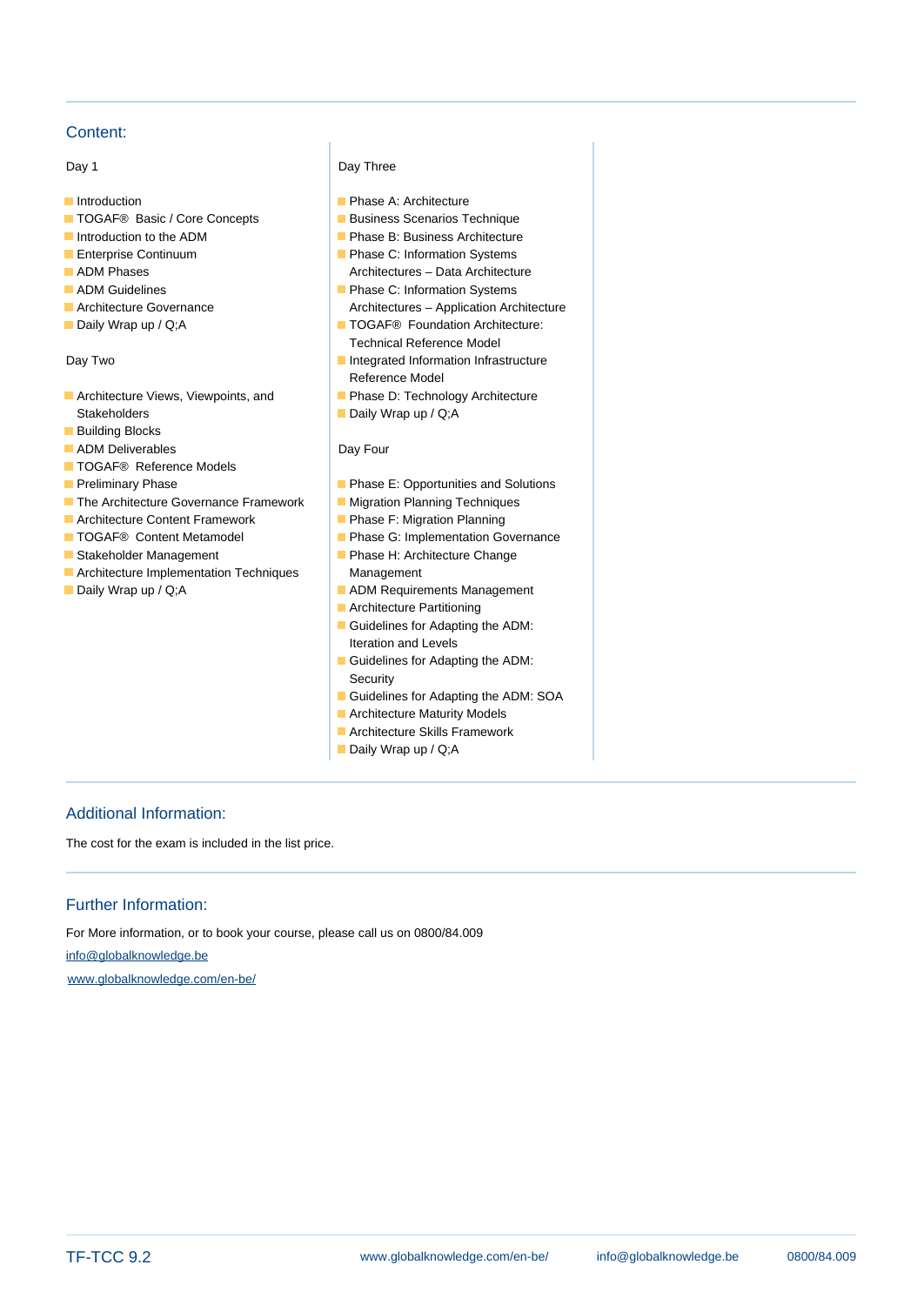## Content:

Day 1

- Introduction
- TOGAF® Basic / Core Concepts
- Introduction to the ADM
- Enterprise Continuum
- ADM Phases
- ADM Guidelines
- Architecture Governance
- Daily Wrap up / Q;A

Day Two

- Architecture Views, Viewpoints, and Stakeholders
- Building Blocks
- ADM Deliverables
- TOGAF® Reference Models
- Preliminary Phase
- The Architecture Governance Framework
- Architecture Content Framework
- TOGAF® Content Metamodel
- Stakeholder Management
- Architecture Implementation Techniques
- Daily Wrap up / Q;A

Day Three

- Phase A: Architecture
- Business Scenarios Technique
- Phase B: Business Architecture
- Phase C: Information Systems Architectures – Data Architecture
- Phase C: Information Systems Architectures – Application Architecture
- TOGAF® Foundation Architecture: Technical Reference Model
- Integrated Information Infrastructure Reference Model
- Phase D: Technology Architecture
- Daily Wrap up / Q;A

Day Four

- Phase E: Opportunities and Solutions
- Migration Planning Techniques
- Phase F: Migration Planning
- Phase G: Implementation Governance
- Phase H: Architecture Change Management
- ADM Requirements Management
- Architecture Partitioning
- Guidelines for Adapting the ADM: Iteration and Levels
- Guidelines for Adapting the ADM: Security
- Guidelines for Adapting the ADM: SOA
- Architecture Maturity Models
- Architecture Skills Framework
- Daily Wrap up / Q;A

## Additional Information:

The cost for the exam is included in the list price.

## Further Information:

For More information, or to book your course, please call us on 0800/84.009

info@globalknowledge.be

www.globalknowledge.com/en-be/